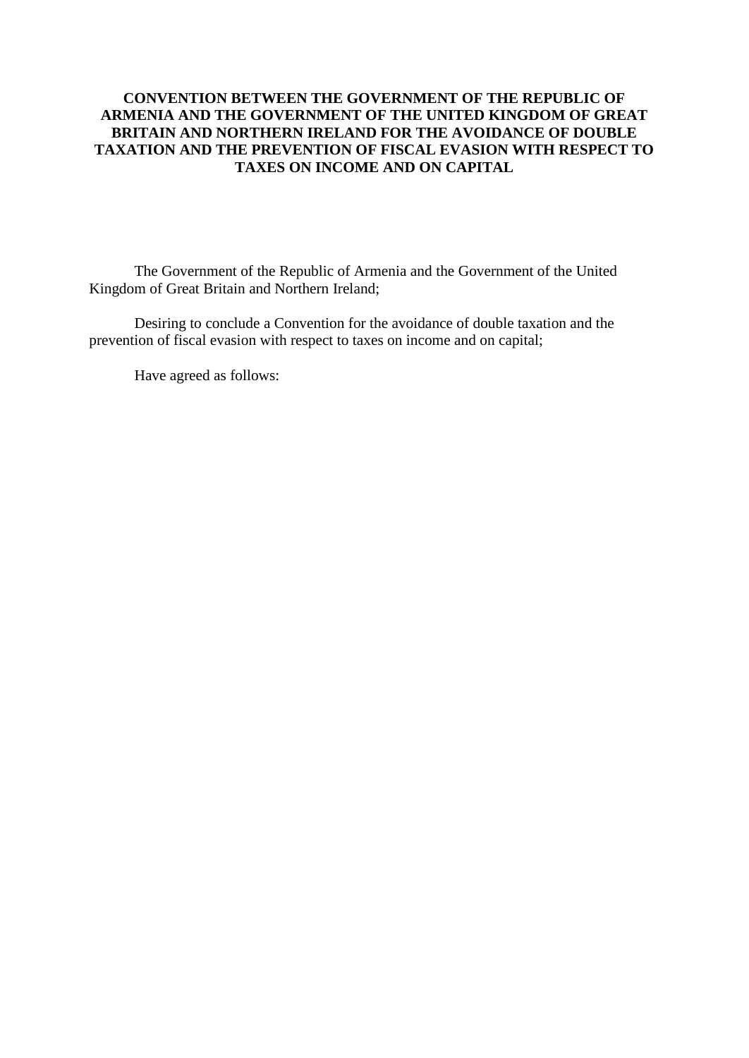# CONVENTION BETWEEN THE GOVERNMENT OF THE REPUBLIC OF ARMENIA AND THE GOVERNMENT OF THE UNITED KINGDOM OF GREAT BRITAIN AND NORTHERN IRELAND FOR THE AVOIDANCE OF DOUBLE TAXATION AND THE PREVENTION OF FISCAL EVASION WITH RESPECT TO TAXES ON INCOME AND ON CAPITAL

The Government of the Republic of Armenia and the Government of the United Kingdom of Great Britain and Northern Ireland;

Desiring to conclude a Convention for the avoidance of double taxation and the prevention of fiscal evasion with respect to taxes on income and on capital;

Have agreed as follows: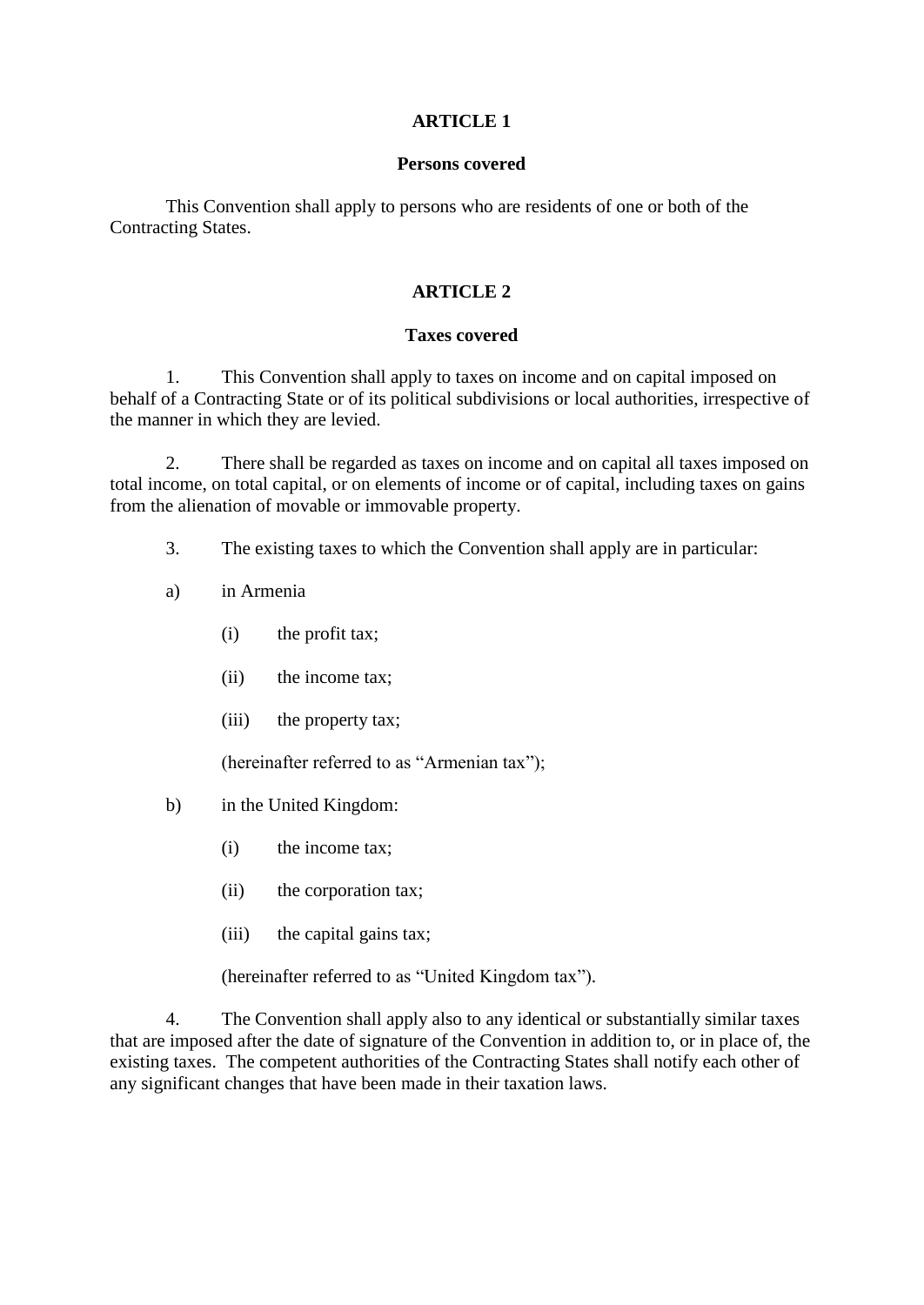## ARTICLE 1

### Persons covered

This Convention shall apply to persons who are residents of one or both of the Contracting States.

## ARTICLE 2

### Taxes covered

1. This Convention shall apply to taxes on income and on capital imposed on behalf of a Contracting State or of its political subdivisions or local authorities, irrespective of the manner in which they are levied.

2. There shall be regarded as taxes on income and on capital all taxes imposed on total income, on total capital, or on elements of income or of capital, including taxes on gains from the alienation of movable or immovable property.

3. The existing taxes to which the Convention shall apply are in particular:

a) in Armenia

(i) the profit tax;

(ii) the income tax;

(iii) the property tax;

(hereinafter referred to as "Armenian tax");

b) in the United Kingdom:

(i) the income tax;

(ii) the corporation tax;

(iii) the capital gains tax;

(hereinafter referred to as "United Kingdom tax").

4. The Convention shall apply also to any identical or substantially similar taxes that are imposed after the date of signature of the Convention in addition to, or in place of, the existing taxes. The competent authorities of the Contracting States shall notify each other of any significant changes that have been made in their taxation laws.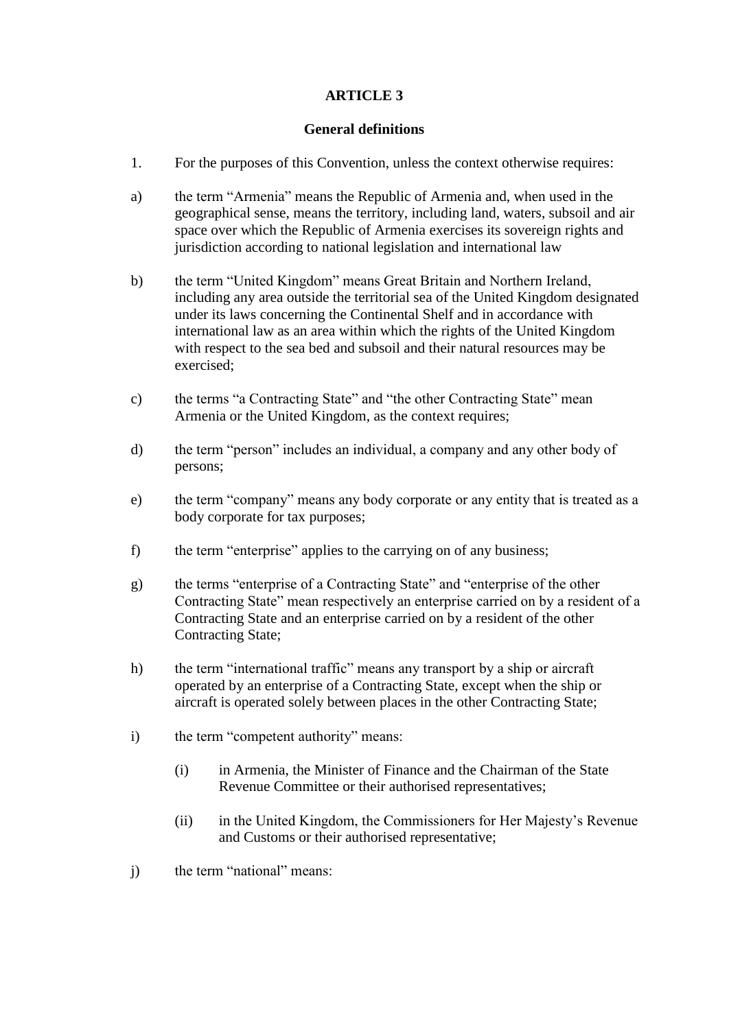## ARTICLE 3

### General definitions

1. For the purposes of this Convention, unless the context otherwise requires:

a) the term "Armenia" means the Republic of Armenia and, when used in the geographical sense, means the territory, including land, waters, subsoil and air space over which the Republic of Armenia exercises its sovereign rights and jurisdiction according to national legislation and international law

b) the term "United Kingdom" means Great Britain and Northern Ireland, including any area outside the territorial sea of the United Kingdom designated under its laws concerning the Continental Shelf and in accordance with international law as an area within which the rights of the United Kingdom with respect to the sea bed and subsoil and their natural resources may be exercised;

c) the terms "a Contracting State" and "the other Contracting State" mean Armenia or the United Kingdom, as the context requires;

d) the term "person" includes an individual, a company and any other body of persons;

e) the term "company" means any body corporate or any entity that is treated as a body corporate for tax purposes;

f) the term "enterprise" applies to the carrying on of any business;

g) the terms "enterprise of a Contracting State" and "enterprise of the other Contracting State" mean respectively an enterprise carried on by a resident of a Contracting State and an enterprise carried on by a resident of the other Contracting State;

h) the term "international traffic" means any transport by a ship or aircraft operated by an enterprise of a Contracting State, except when the ship or aircraft is operated solely between places in the other Contracting State;

i) the term "competent authority" means:

   (i) in Armenia, the Minister of Finance and the Chairman of the State Revenue Committee or their authorised representatives;

   (ii) in the United Kingdom, the Commissioners for Her Majesty's Revenue and Customs or their authorised representative;

j) the term "national" means: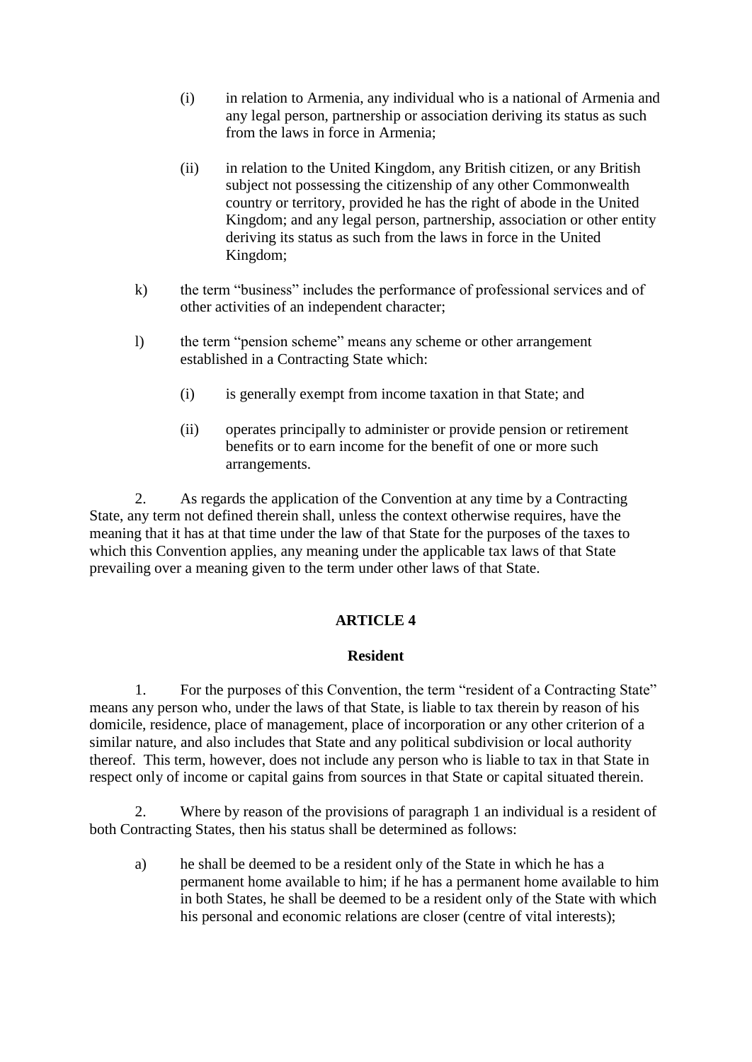(i) in relation to Armenia, any individual who is a national of Armenia and any legal person, partnership or association deriving its status as such from the laws in force in Armenia;

(ii) in relation to the United Kingdom, any British citizen, or any British subject not possessing the citizenship of any other Commonwealth country or territory, provided he has the right of abode in the United Kingdom; and any legal person, partnership, association or other entity deriving its status as such from the laws in force in the United Kingdom;

k) the term "business" includes the performance of professional services and of other activities of an independent character;

l) the term "pension scheme" means any scheme or other arrangement established in a Contracting State which:

(i) is generally exempt from income taxation in that State; and

(ii) operates principally to administer or provide pension or retirement benefits or to earn income for the benefit of one or more such arrangements.

2. As regards the application of the Convention at any time by a Contracting State, any term not defined therein shall, unless the context otherwise requires, have the meaning that it has at that time under the law of that State for the purposes of the taxes to which this Convention applies, any meaning under the applicable tax laws of that State prevailing over a meaning given to the term under other laws of that State.

## ARTICLE 4

### Resident

1. For the purposes of this Convention, the term "resident of a Contracting State" means any person who, under the laws of that State, is liable to tax therein by reason of his domicile, residence, place of management, place of incorporation or any other criterion of a similar nature, and also includes that State and any political subdivision or local authority thereof. This term, however, does not include any person who is liable to tax in that State in respect only of income or capital gains from sources in that State or capital situated therein.

2. Where by reason of the provisions of paragraph 1 an individual is a resident of both Contracting States, then his status shall be determined as follows:

a) he shall be deemed to be a resident only of the State in which he has a permanent home available to him; if he has a permanent home available to him in both States, he shall be deemed to be a resident only of the State with which his personal and economic relations are closer (centre of vital interests);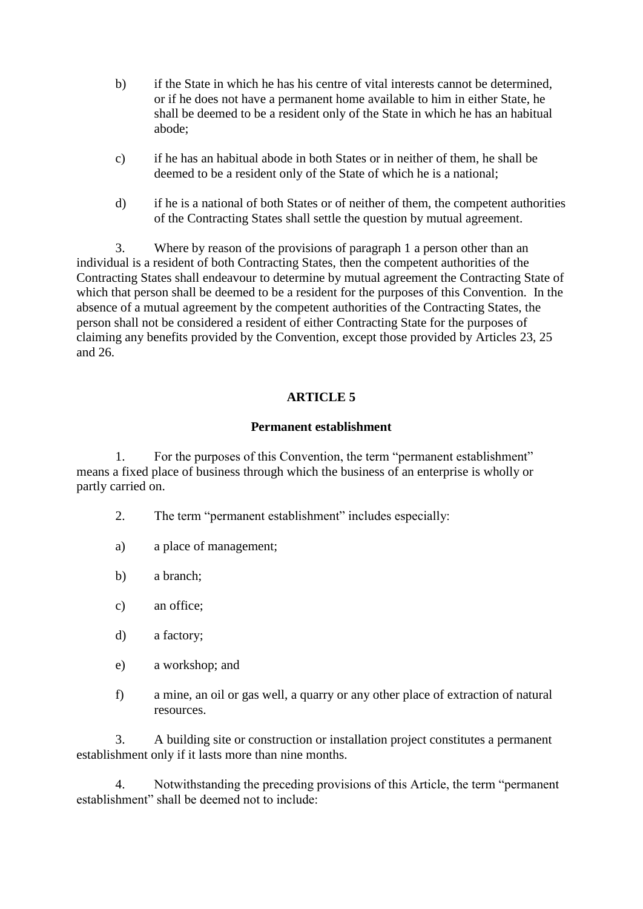b) if the State in which he has his centre of vital interests cannot be determined, or if he does not have a permanent home available to him in either State, he shall be deemed to be a resident only of the State in which he has an habitual abode;

c) if he has an habitual abode in both States or in neither of them, he shall be deemed to be a resident only of the State of which he is a national;

d) if he is a national of both States or of neither of them, the competent authorities of the Contracting States shall settle the question by mutual agreement.

3. Where by reason of the provisions of paragraph 1 a person other than an individual is a resident of both Contracting States, then the competent authorities of the Contracting States shall endeavour to determine by mutual agreement the Contracting State of which that person shall be deemed to be a resident for the purposes of this Convention. In the absence of a mutual agreement by the competent authorities of the Contracting States, the person shall not be considered a resident of either Contracting State for the purposes of claiming any benefits provided by the Convention, except those provided by Articles 23, 25 and 26.

## ARTICLE 5

### Permanent establishment

1. For the purposes of this Convention, the term "permanent establishment" means a fixed place of business through which the business of an enterprise is wholly or partly carried on.

2. The term "permanent establishment" includes especially:

a) a place of management;

b) a branch;

c) an office;

d) a factory;

e) a workshop; and

f) a mine, an oil or gas well, a quarry or any other place of extraction of natural resources.

3. A building site or construction or installation project constitutes a permanent establishment only if it lasts more than nine months.

4. Notwithstanding the preceding provisions of this Article, the term "permanent establishment" shall be deemed not to include: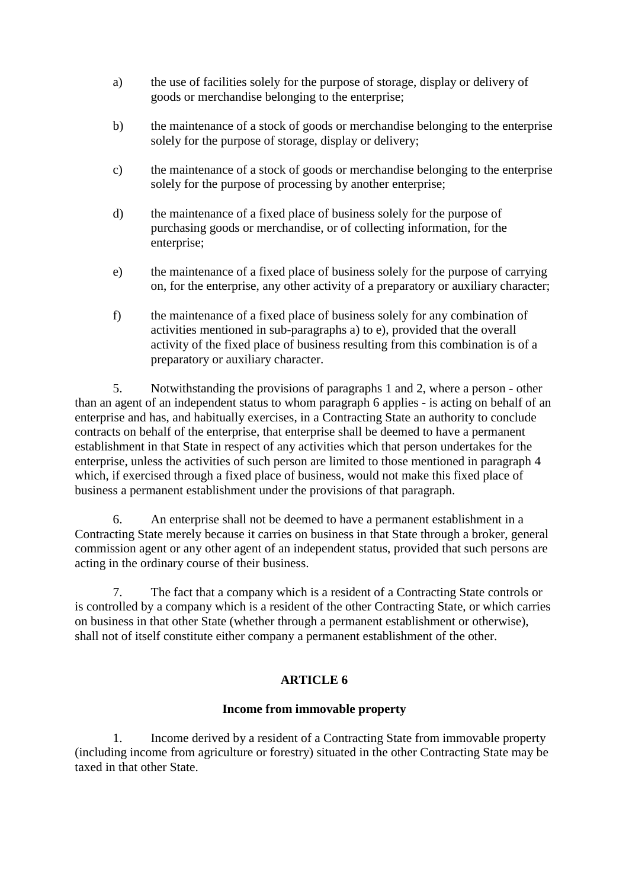a) the use of facilities solely for the purpose of storage, display or delivery of goods or merchandise belonging to the enterprise;

b) the maintenance of a stock of goods or merchandise belonging to the enterprise solely for the purpose of storage, display or delivery;

c) the maintenance of a stock of goods or merchandise belonging to the enterprise solely for the purpose of processing by another enterprise;

d) the maintenance of a fixed place of business solely for the purpose of purchasing goods or merchandise, or of collecting information, for the enterprise;

e) the maintenance of a fixed place of business solely for the purpose of carrying on, for the enterprise, any other activity of a preparatory or auxiliary character;

f) the maintenance of a fixed place of business solely for any combination of activities mentioned in sub-paragraphs a) to e), provided that the overall activity of the fixed place of business resulting from this combination is of a preparatory or auxiliary character.

5. Notwithstanding the provisions of paragraphs 1 and 2, where a person - other than an agent of an independent status to whom paragraph 6 applies - is acting on behalf of an enterprise and has, and habitually exercises, in a Contracting State an authority to conclude contracts on behalf of the enterprise, that enterprise shall be deemed to have a permanent establishment in that State in respect of any activities which that person undertakes for the enterprise, unless the activities of such person are limited to those mentioned in paragraph 4 which, if exercised through a fixed place of business, would not make this fixed place of business a permanent establishment under the provisions of that paragraph.

6. An enterprise shall not be deemed to have a permanent establishment in a Contracting State merely because it carries on business in that State through a broker, general commission agent or any other agent of an independent status, provided that such persons are acting in the ordinary course of their business.

7. The fact that a company which is a resident of a Contracting State controls or is controlled by a company which is a resident of the other Contracting State, or which carries on business in that other State (whether through a permanent establishment or otherwise), shall not of itself constitute either company a permanent establishment of the other.

## ARTICLE 6

### Income from immovable property

1. Income derived by a resident of a Contracting State from immovable property (including income from agriculture or forestry) situated in the other Contracting State may be taxed in that other State.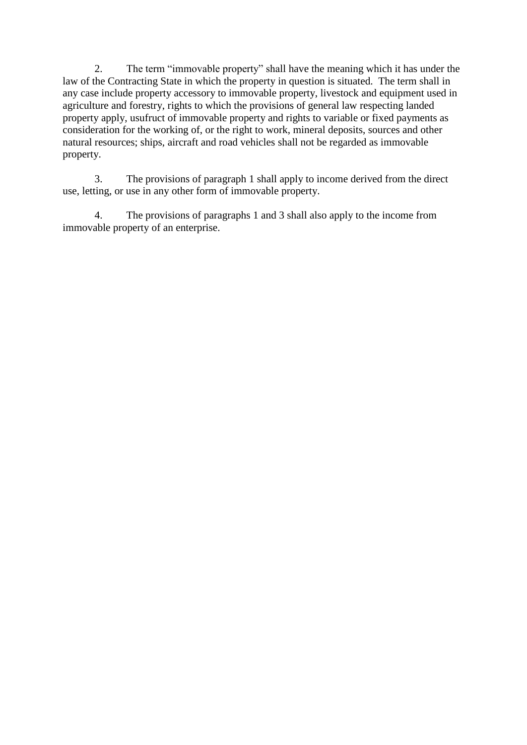2. The term “immovable property” shall have the meaning which it has under the law of the Contracting State in which the property in question is situated. The term shall in any case include property accessory to immovable property, livestock and equipment used in agriculture and forestry, rights to which the provisions of general law respecting landed property apply, usufruct of immovable property and rights to variable or fixed payments as consideration for the working of, or the right to work, mineral deposits, sources and other natural resources; ships, aircraft and road vehicles shall not be regarded as immovable property.

3. The provisions of paragraph 1 shall apply to income derived from the direct use, letting, or use in any other form of immovable property.

4. The provisions of paragraphs 1 and 3 shall also apply to the income from immovable property of an enterprise.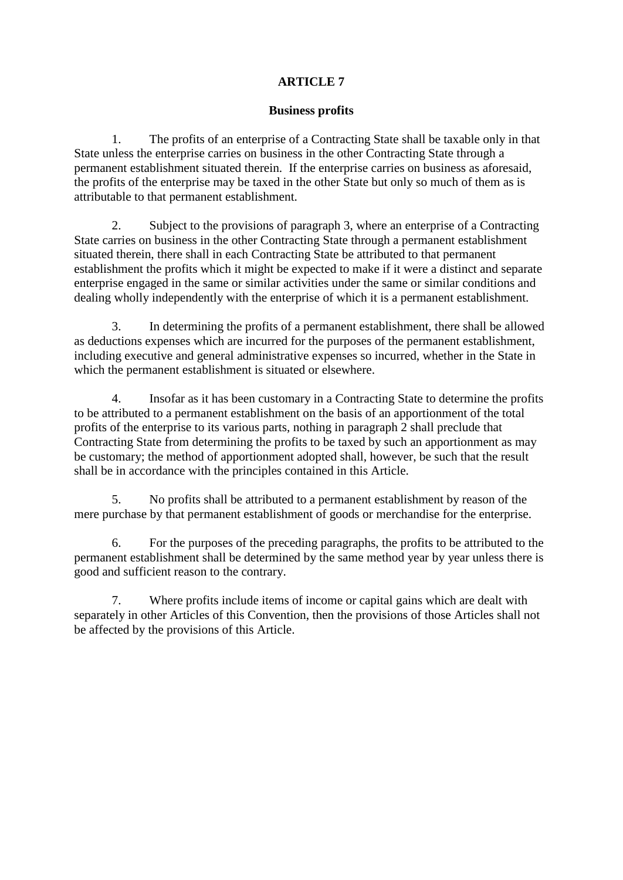## ARTICLE 7

### Business profits

1. The profits of an enterprise of a Contracting State shall be taxable only in that State unless the enterprise carries on business in the other Contracting State through a permanent establishment situated therein. If the enterprise carries on business as aforesaid, the profits of the enterprise may be taxed in the other State but only so much of them as is attributable to that permanent establishment.

2. Subject to the provisions of paragraph 3, where an enterprise of a Contracting State carries on business in the other Contracting State through a permanent establishment situated therein, there shall in each Contracting State be attributed to that permanent establishment the profits which it might be expected to make if it were a distinct and separate enterprise engaged in the same or similar activities under the same or similar conditions and dealing wholly independently with the enterprise of which it is a permanent establishment.

3. In determining the profits of a permanent establishment, there shall be allowed as deductions expenses which are incurred for the purposes of the permanent establishment, including executive and general administrative expenses so incurred, whether in the State in which the permanent establishment is situated or elsewhere.

4. Insofar as it has been customary in a Contracting State to determine the profits to be attributed to a permanent establishment on the basis of an apportionment of the total profits of the enterprise to its various parts, nothing in paragraph 2 shall preclude that Contracting State from determining the profits to be taxed by such an apportionment as may be customary; the method of apportionment adopted shall, however, be such that the result shall be in accordance with the principles contained in this Article.

5. No profits shall be attributed to a permanent establishment by reason of the mere purchase by that permanent establishment of goods or merchandise for the enterprise.

6. For the purposes of the preceding paragraphs, the profits to be attributed to the permanent establishment shall be determined by the same method year by year unless there is good and sufficient reason to the contrary.

7. Where profits include items of income or capital gains which are dealt with separately in other Articles of this Convention, then the provisions of those Articles shall not be affected by the provisions of this Article.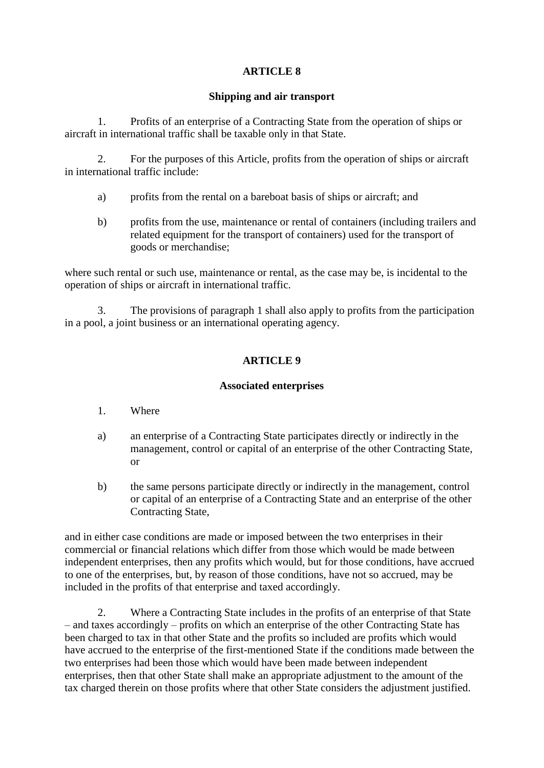## ARTICLE 8

### Shipping and air transport

1. Profits of an enterprise of a Contracting State from the operation of ships or aircraft in international traffic shall be taxable only in that State.

2. For the purposes of this Article, profits from the operation of ships or aircraft in international traffic include:

a) profits from the rental on a bareboat basis of ships or aircraft; and

b) profits from the use, maintenance or rental of containers (including trailers and related equipment for the transport of containers) used for the transport of goods or merchandise;

where such rental or such use, maintenance or rental, as the case may be, is incidental to the operation of ships or aircraft in international traffic.

3. The provisions of paragraph 1 shall also apply to profits from the participation in a pool, a joint business or an international operating agency.

## ARTICLE 9

### Associated enterprises

1. Where

a) an enterprise of a Contracting State participates directly or indirectly in the management, control or capital of an enterprise of the other Contracting State, or

b) the same persons participate directly or indirectly in the management, control or capital of an enterprise of a Contracting State and an enterprise of the other Contracting State,

and in either case conditions are made or imposed between the two enterprises in their commercial or financial relations which differ from those which would be made between independent enterprises, then any profits which would, but for those conditions, have accrued to one of the enterprises, but, by reason of those conditions, have not so accrued, may be included in the profits of that enterprise and taxed accordingly.

2. Where a Contracting State includes in the profits of an enterprise of that State – and taxes accordingly – profits on which an enterprise of the other Contracting State has been charged to tax in that other State and the profits so included are profits which would have accrued to the enterprise of the first-mentioned State if the conditions made between the two enterprises had been those which would have been made between independent enterprises, then that other State shall make an appropriate adjustment to the amount of the tax charged therein on those profits where that other State considers the adjustment justified.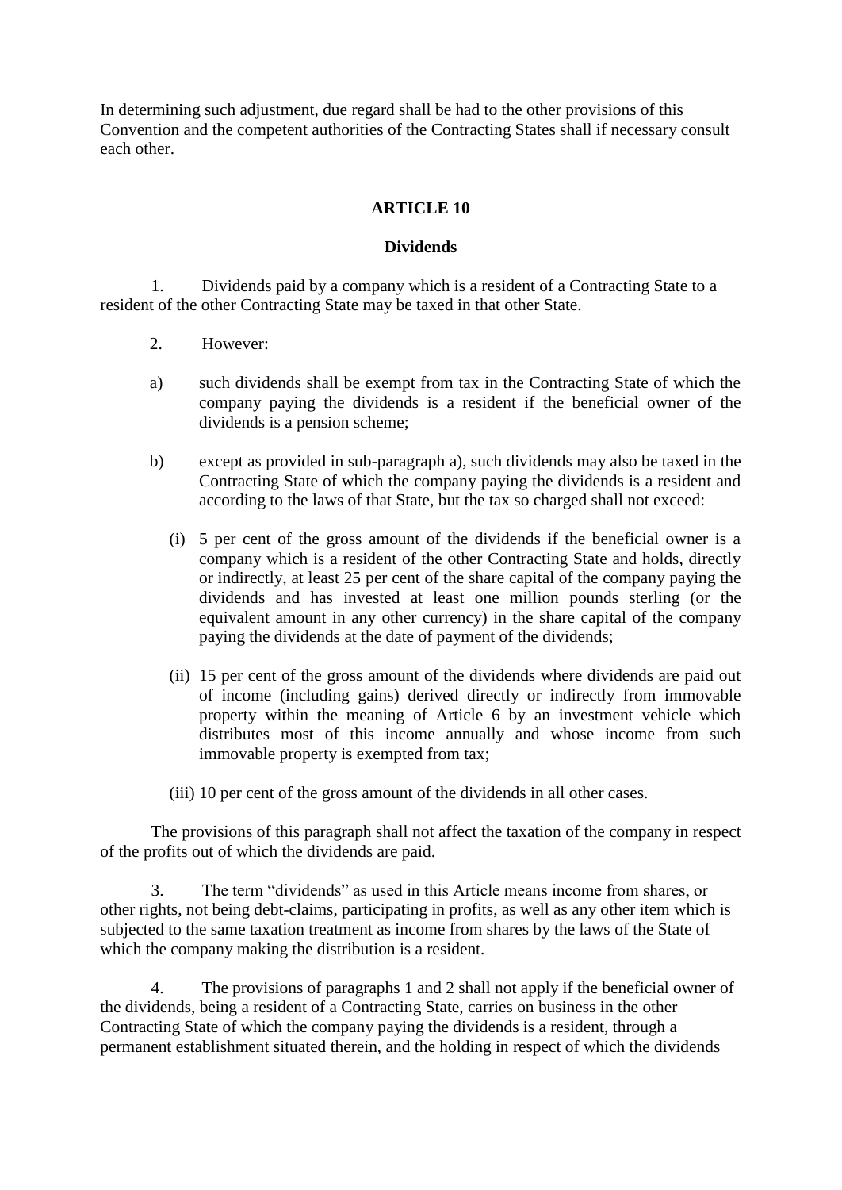In determining such adjustment, due regard shall be had to the other provisions of this Convention and the competent authorities of the Contracting States shall if necessary consult each other.

## ARTICLE 10

### Dividends

1. Dividends paid by a company which is a resident of a Contracting State to a resident of the other Contracting State may be taxed in that other State.

2. However:

a) such dividends shall be exempt from tax in the Contracting State of which the company paying the dividends is a resident if the beneficial owner of the dividends is a pension scheme;

b) except as provided in sub-paragraph a), such dividends may also be taxed in the Contracting State of which the company paying the dividends is a resident and according to the laws of that State, but the tax so charged shall not exceed:

   (i) 5 per cent of the gross amount of the dividends if the beneficial owner is a company which is a resident of the other Contracting State and holds, directly or indirectly, at least 25 per cent of the share capital of the company paying the dividends and has invested at least one million pounds sterling (or the equivalent amount in any other currency) in the share capital of the company paying the dividends at the date of payment of the dividends;

   (ii) 15 per cent of the gross amount of the dividends where dividends are paid out of income (including gains) derived directly or indirectly from immovable property within the meaning of Article 6 by an investment vehicle which distributes most of this income annually and whose income from such immovable property is exempted from tax;

   (iii) 10 per cent of the gross amount of the dividends in all other cases.

The provisions of this paragraph shall not affect the taxation of the company in respect of the profits out of which the dividends are paid.

3. The term "dividends" as used in this Article means income from shares, or other rights, not being debt-claims, participating in profits, as well as any other item which is subjected to the same taxation treatment as income from shares by the laws of the State of which the company making the distribution is a resident.

4. The provisions of paragraphs 1 and 2 shall not apply if the beneficial owner of the dividends, being a resident of a Contracting State, carries on business in the other Contracting State of which the company paying the dividends is a resident, through a permanent establishment situated therein, and the holding in respect of which the dividends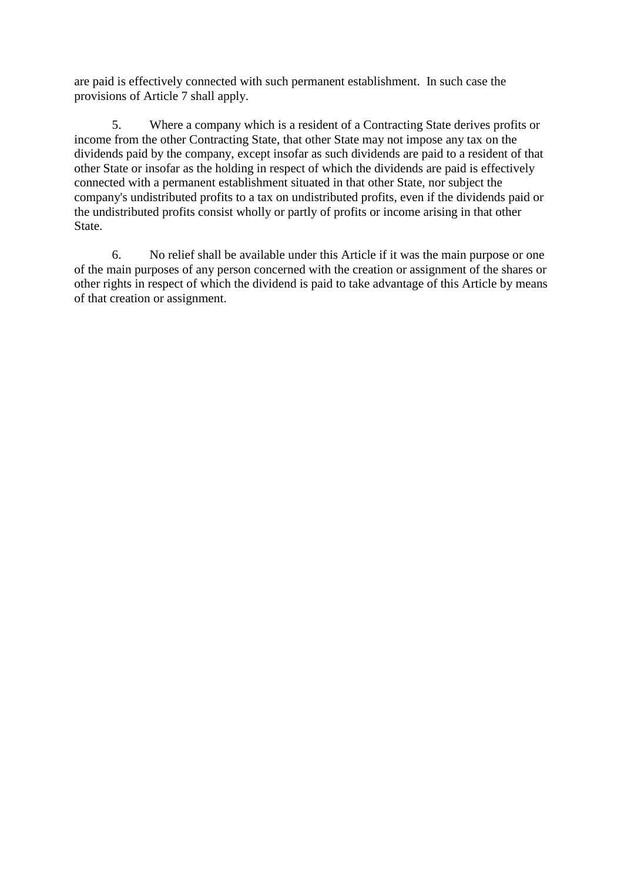are paid is effectively connected with such permanent establishment.  In such case the provisions of Article 7 shall apply.

5. Where a company which is a resident of a Contracting State derives profits or income from the other Contracting State, that other State may not impose any tax on the dividends paid by the company, except insofar as such dividends are paid to a resident of that other State or insofar as the holding in respect of which the dividends are paid is effectively connected with a permanent establishment situated in that other State, nor subject the company's undistributed profits to a tax on undistributed profits, even if the dividends paid or the undistributed profits consist wholly or partly of profits or income arising in that other State.

6. No relief shall be available under this Article if it was the main purpose or one of the main purposes of any person concerned with the creation or assignment of the shares or other rights in respect of which the dividend is paid to take advantage of this Article by means of that creation or assignment.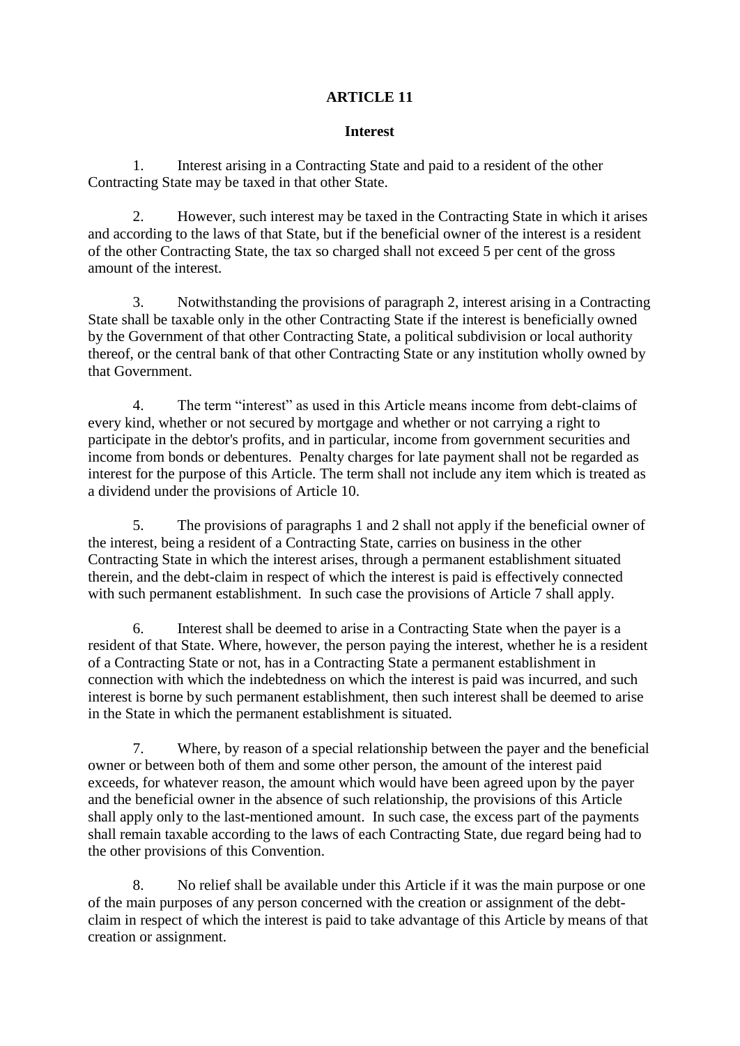## ARTICLE 11

### Interest

1. Interest arising in a Contracting State and paid to a resident of the other Contracting State may be taxed in that other State.

2. However, such interest may be taxed in the Contracting State in which it arises and according to the laws of that State, but if the beneficial owner of the interest is a resident of the other Contracting State, the tax so charged shall not exceed 5 per cent of the gross amount of the interest.

3. Notwithstanding the provisions of paragraph 2, interest arising in a Contracting State shall be taxable only in the other Contracting State if the interest is beneficially owned by the Government of that other Contracting State, a political subdivision or local authority thereof, or the central bank of that other Contracting State or any institution wholly owned by that Government.

4. The term "interest" as used in this Article means income from debt-claims of every kind, whether or not secured by mortgage and whether or not carrying a right to participate in the debtor's profits, and in particular, income from government securities and income from bonds or debentures. Penalty charges for late payment shall not be regarded as interest for the purpose of this Article. The term shall not include any item which is treated as a dividend under the provisions of Article 10.

5. The provisions of paragraphs 1 and 2 shall not apply if the beneficial owner of the interest, being a resident of a Contracting State, carries on business in the other Contracting State in which the interest arises, through a permanent establishment situated therein, and the debt-claim in respect of which the interest is paid is effectively connected with such permanent establishment. In such case the provisions of Article 7 shall apply.

6. Interest shall be deemed to arise in a Contracting State when the payer is a resident of that State. Where, however, the person paying the interest, whether he is a resident of a Contracting State or not, has in a Contracting State a permanent establishment in connection with which the indebtedness on which the interest is paid was incurred, and such interest is borne by such permanent establishment, then such interest shall be deemed to arise in the State in which the permanent establishment is situated.

7. Where, by reason of a special relationship between the payer and the beneficial owner or between both of them and some other person, the amount of the interest paid exceeds, for whatever reason, the amount which would have been agreed upon by the payer and the beneficial owner in the absence of such relationship, the provisions of this Article shall apply only to the last-mentioned amount. In such case, the excess part of the payments shall remain taxable according to the laws of each Contracting State, due regard being had to the other provisions of this Convention.

8. No relief shall be available under this Article if it was the main purpose or one of the main purposes of any person concerned with the creation or assignment of the debt-claim in respect of which the interest is paid to take advantage of this Article by means of that creation or assignment.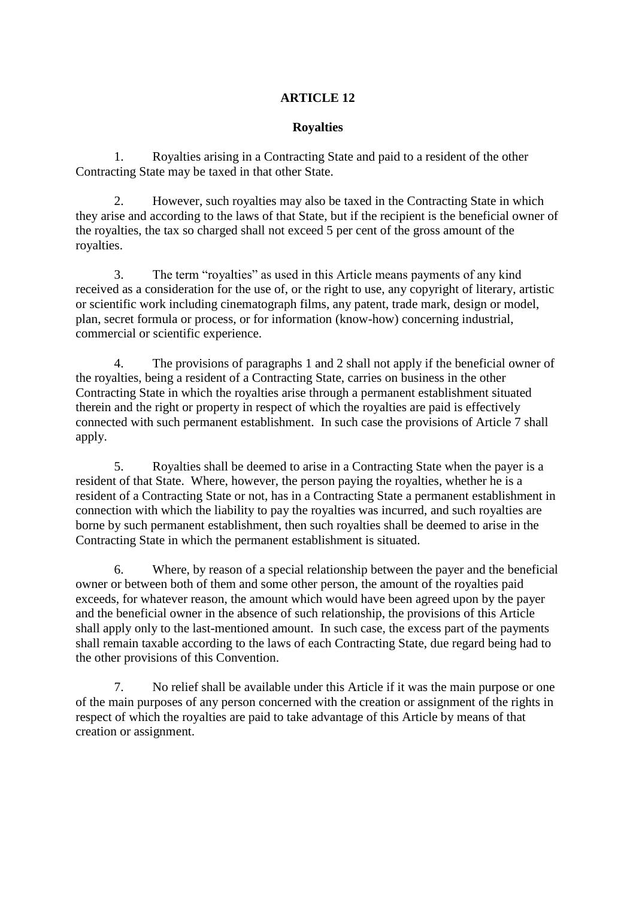## ARTICLE 12

### Royalties

1. Royalties arising in a Contracting State and paid to a resident of the other Contracting State may be taxed in that other State.

2. However, such royalties may also be taxed in the Contracting State in which they arise and according to the laws of that State, but if the recipient is the beneficial owner of the royalties, the tax so charged shall not exceed 5 per cent of the gross amount of the royalties.

3. The term "royalties" as used in this Article means payments of any kind received as a consideration for the use of, or the right to use, any copyright of literary, artistic or scientific work including cinematograph films, any patent, trade mark, design or model, plan, secret formula or process, or for information (know-how) concerning industrial, commercial or scientific experience.

4. The provisions of paragraphs 1 and 2 shall not apply if the beneficial owner of the royalties, being a resident of a Contracting State, carries on business in the other Contracting State in which the royalties arise through a permanent establishment situated therein and the right or property in respect of which the royalties are paid is effectively connected with such permanent establishment. In such case the provisions of Article 7 shall apply.

5. Royalties shall be deemed to arise in a Contracting State when the payer is a resident of that State. Where, however, the person paying the royalties, whether he is a resident of a Contracting State or not, has in a Contracting State a permanent establishment in connection with which the liability to pay the royalties was incurred, and such royalties are borne by such permanent establishment, then such royalties shall be deemed to arise in the Contracting State in which the permanent establishment is situated.

6. Where, by reason of a special relationship between the payer and the beneficial owner or between both of them and some other person, the amount of the royalties paid exceeds, for whatever reason, the amount which would have been agreed upon by the payer and the beneficial owner in the absence of such relationship, the provisions of this Article shall apply only to the last-mentioned amount. In such case, the excess part of the payments shall remain taxable according to the laws of each Contracting State, due regard being had to the other provisions of this Convention.

7. No relief shall be available under this Article if it was the main purpose or one of the main purposes of any person concerned with the creation or assignment of the rights in respect of which the royalties are paid to take advantage of this Article by means of that creation or assignment.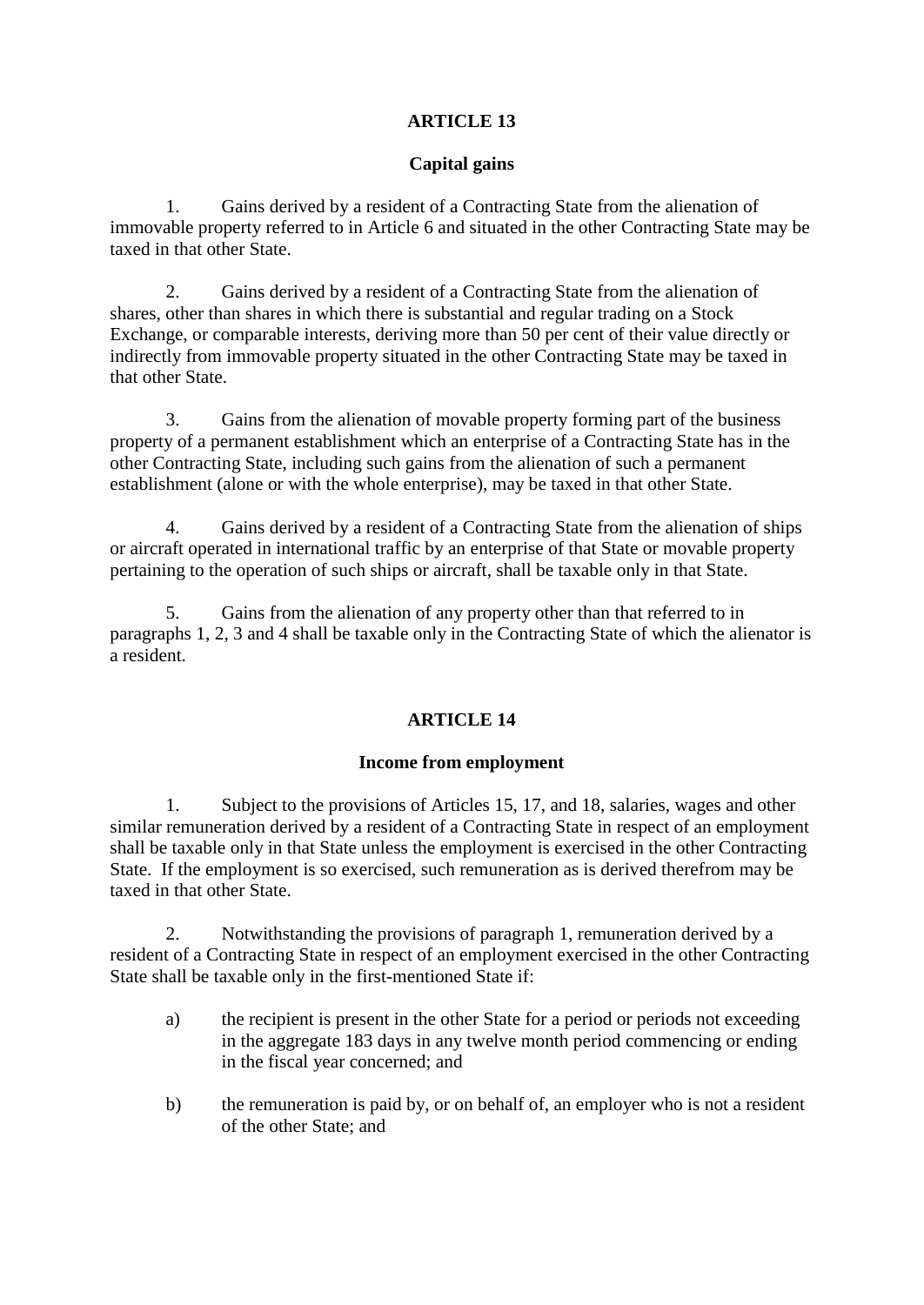## ARTICLE 13

### Capital gains

1. Gains derived by a resident of a Contracting State from the alienation of immovable property referred to in Article 6 and situated in the other Contracting State may be taxed in that other State.

2. Gains derived by a resident of a Contracting State from the alienation of shares, other than shares in which there is substantial and regular trading on a Stock Exchange, or comparable interests, deriving more than 50 per cent of their value directly or indirectly from immovable property situated in the other Contracting State may be taxed in that other State.

3. Gains from the alienation of movable property forming part of the business property of a permanent establishment which an enterprise of a Contracting State has in the other Contracting State, including such gains from the alienation of such a permanent establishment (alone or with the whole enterprise), may be taxed in that other State.

4. Gains derived by a resident of a Contracting State from the alienation of ships or aircraft operated in international traffic by an enterprise of that State or movable property pertaining to the operation of such ships or aircraft, shall be taxable only in that State.

5. Gains from the alienation of any property other than that referred to in paragraphs 1, 2, 3 and 4 shall be taxable only in the Contracting State of which the alienator is a resident.

## ARTICLE 14

### Income from employment

1. Subject to the provisions of Articles 15, 17, and 18, salaries, wages and other similar remuneration derived by a resident of a Contracting State in respect of an employment shall be taxable only in that State unless the employment is exercised in the other Contracting State. If the employment is so exercised, such remuneration as is derived therefrom may be taxed in that other State.

2. Notwithstanding the provisions of paragraph 1, remuneration derived by a resident of a Contracting State in respect of an employment exercised in the other Contracting State shall be taxable only in the first-mentioned State if:

a) the recipient is present in the other State for a period or periods not exceeding in the aggregate 183 days in any twelve month period commencing or ending in the fiscal year concerned; and

b) the remuneration is paid by, or on behalf of, an employer who is not a resident of the other State; and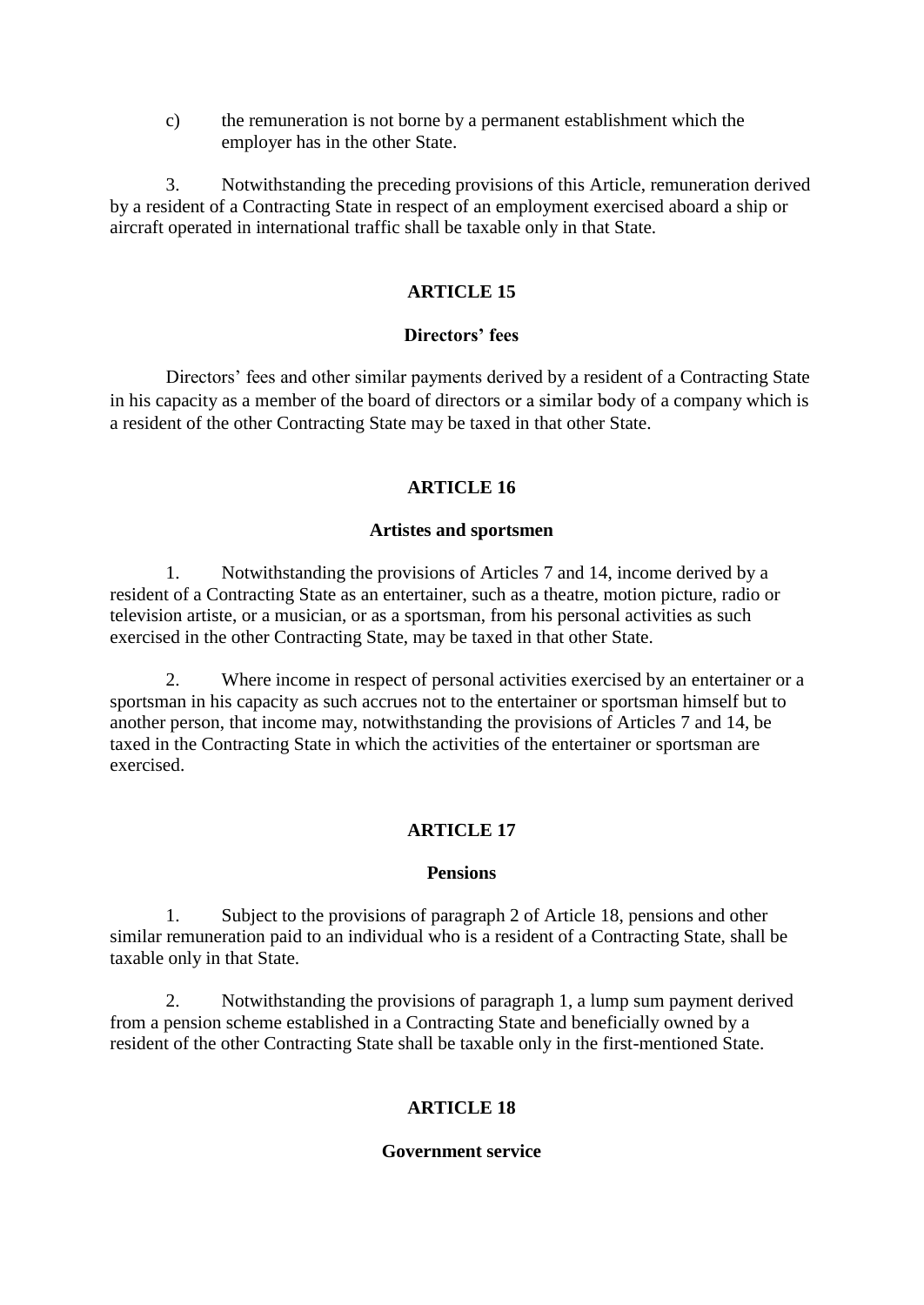c) the remuneration is not borne by a permanent establishment which the employer has in the other State.

3. Notwithstanding the preceding provisions of this Article, remuneration derived by a resident of a Contracting State in respect of an employment exercised aboard a ship or aircraft operated in international traffic shall be taxable only in that State.

## ARTICLE 15

### Directors' fees

Directors' fees and other similar payments derived by a resident of a Contracting State in his capacity as a member of the board of directors or a similar body of a company which is a resident of the other Contracting State may be taxed in that other State.

## ARTICLE 16

### Artistes and sportsmen

1. Notwithstanding the provisions of Articles 7 and 14, income derived by a resident of a Contracting State as an entertainer, such as a theatre, motion picture, radio or television artiste, or a musician, or as a sportsman, from his personal activities as such exercised in the other Contracting State, may be taxed in that other State.

2. Where income in respect of personal activities exercised by an entertainer or a sportsman in his capacity as such accrues not to the entertainer or sportsman himself but to another person, that income may, notwithstanding the provisions of Articles 7 and 14, be taxed in the Contracting State in which the activities of the entertainer or sportsman are exercised.

## ARTICLE 17

### Pensions

1. Subject to the provisions of paragraph 2 of Article 18, pensions and other similar remuneration paid to an individual who is a resident of a Contracting State, shall be taxable only in that State.

2. Notwithstanding the provisions of paragraph 1, a lump sum payment derived from a pension scheme established in a Contracting State and beneficially owned by a resident of the other Contracting State shall be taxable only in the first-mentioned State.

## ARTICLE 18

### Government service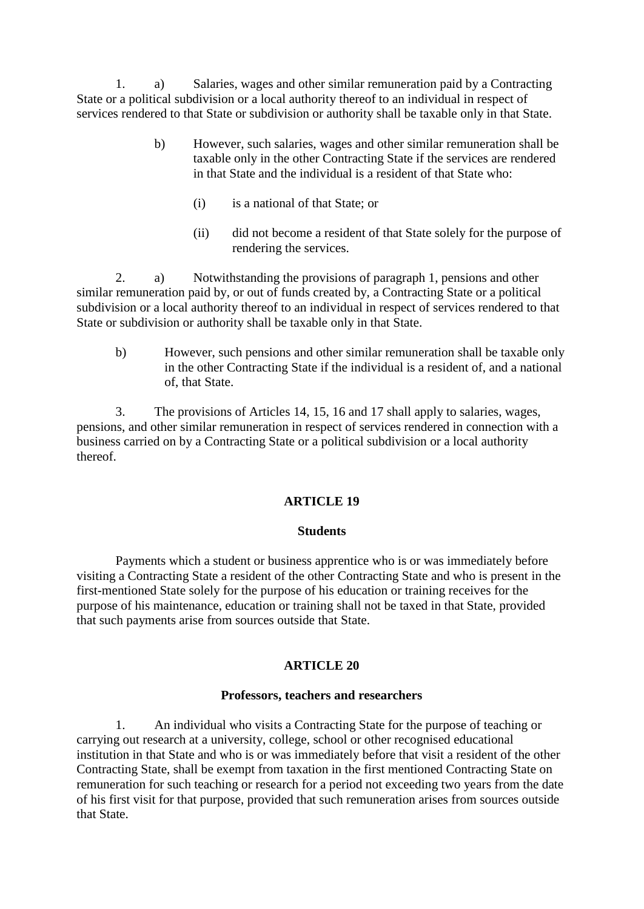1. a) Salaries, wages and other similar remuneration paid by a Contracting State or a political subdivision or a local authority thereof to an individual in respect of services rendered to that State or subdivision or authority shall be taxable only in that State.

   b) However, such salaries, wages and other similar remuneration shall be taxable only in the other Contracting State if the services are rendered in that State and the individual is a resident of that State who:

      (i) is a national of that State; or

      (ii) did not become a resident of that State solely for the purpose of rendering the services.

2. a) Notwithstanding the provisions of paragraph 1, pensions and other similar remuneration paid by, or out of funds created by, a Contracting State or a political subdivision or a local authority thereof to an individual in respect of services rendered to that State or subdivision or authority shall be taxable only in that State.

   b) However, such pensions and other similar remuneration shall be taxable only in the other Contracting State if the individual is a resident of, and a national of, that State.

3. The provisions of Articles 14, 15, 16 and 17 shall apply to salaries, wages, pensions, and other similar remuneration in respect of services rendered in connection with a business carried on by a Contracting State or a political subdivision or a local authority thereof.

## ARTICLE 19

### Students

Payments which a student or business apprentice who is or was immediately before visiting a Contracting State a resident of the other Contracting State and who is present in the first-mentioned State solely for the purpose of his education or training receives for the purpose of his maintenance, education or training shall not be taxed in that State, provided that such payments arise from sources outside that State.

## ARTICLE 20

### Professors, teachers and researchers

1. An individual who visits a Contracting State for the purpose of teaching or carrying out research at a university, college, school or other recognised educational institution in that State and who is or was immediately before that visit a resident of the other Contracting State, shall be exempt from taxation in the first mentioned Contracting State on remuneration for such teaching or research for a period not exceeding two years from the date of his first visit for that purpose, provided that such remuneration arises from sources outside that State.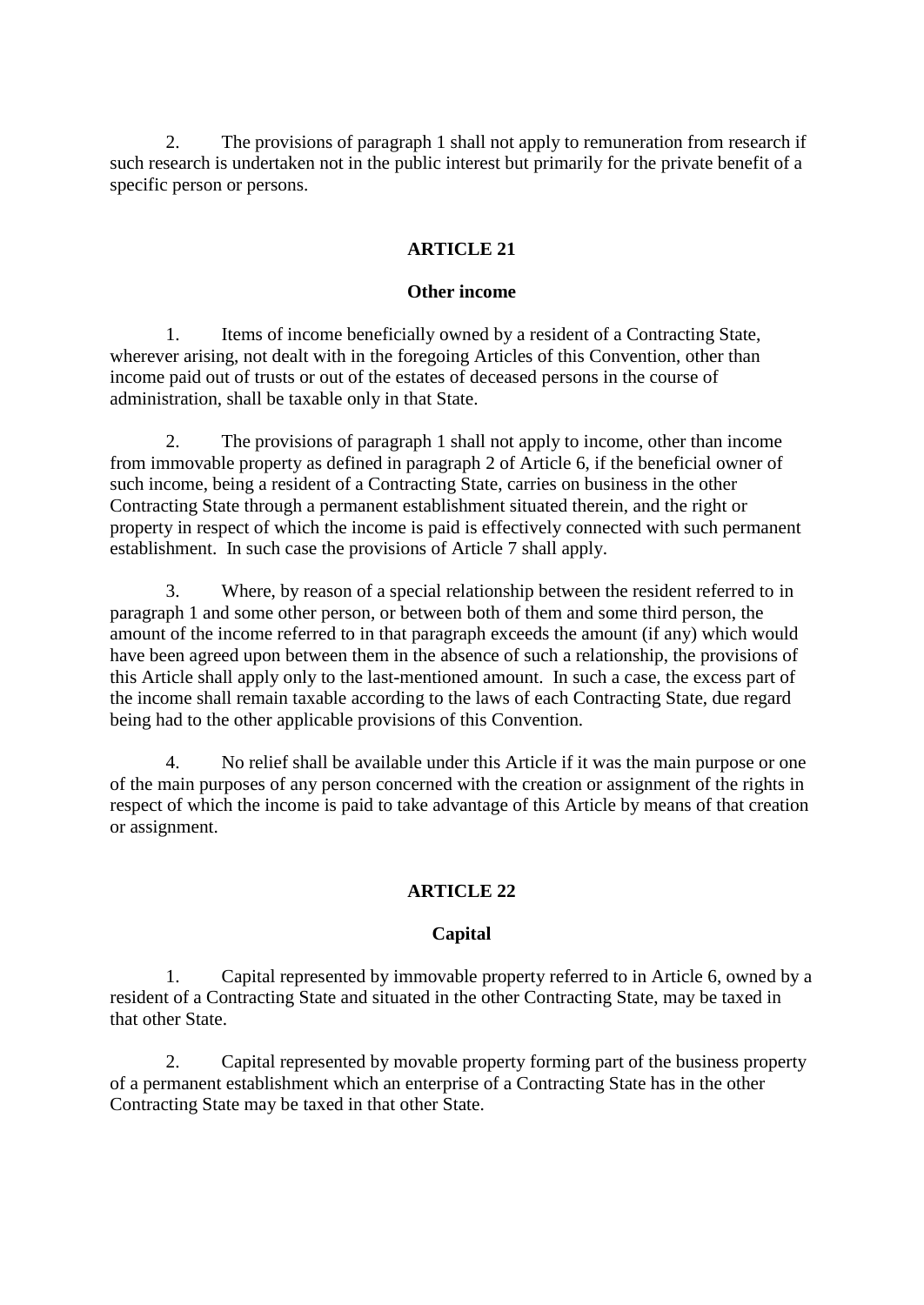2. The provisions of paragraph 1 shall not apply to remuneration from research if such research is undertaken not in the public interest but primarily for the private benefit of a specific person or persons.

## ARTICLE 21

### Other income

1. Items of income beneficially owned by a resident of a Contracting State, wherever arising, not dealt with in the foregoing Articles of this Convention, other than income paid out of trusts or out of the estates of deceased persons in the course of administration, shall be taxable only in that State.

2. The provisions of paragraph 1 shall not apply to income, other than income from immovable property as defined in paragraph 2 of Article 6, if the beneficial owner of such income, being a resident of a Contracting State, carries on business in the other Contracting State through a permanent establishment situated therein, and the right or property in respect of which the income is paid is effectively connected with such permanent establishment. In such case the provisions of Article 7 shall apply.

3. Where, by reason of a special relationship between the resident referred to in paragraph 1 and some other person, or between both of them and some third person, the amount of the income referred to in that paragraph exceeds the amount (if any) which would have been agreed upon between them in the absence of such a relationship, the provisions of this Article shall apply only to the last-mentioned amount. In such a case, the excess part of the income shall remain taxable according to the laws of each Contracting State, due regard being had to the other applicable provisions of this Convention.

4. No relief shall be available under this Article if it was the main purpose or one of the main purposes of any person concerned with the creation or assignment of the rights in respect of which the income is paid to take advantage of this Article by means of that creation or assignment.

## ARTICLE 22

### Capital

1. Capital represented by immovable property referred to in Article 6, owned by a resident of a Contracting State and situated in the other Contracting State, may be taxed in that other State.

2. Capital represented by movable property forming part of the business property of a permanent establishment which an enterprise of a Contracting State has in the other Contracting State may be taxed in that other State.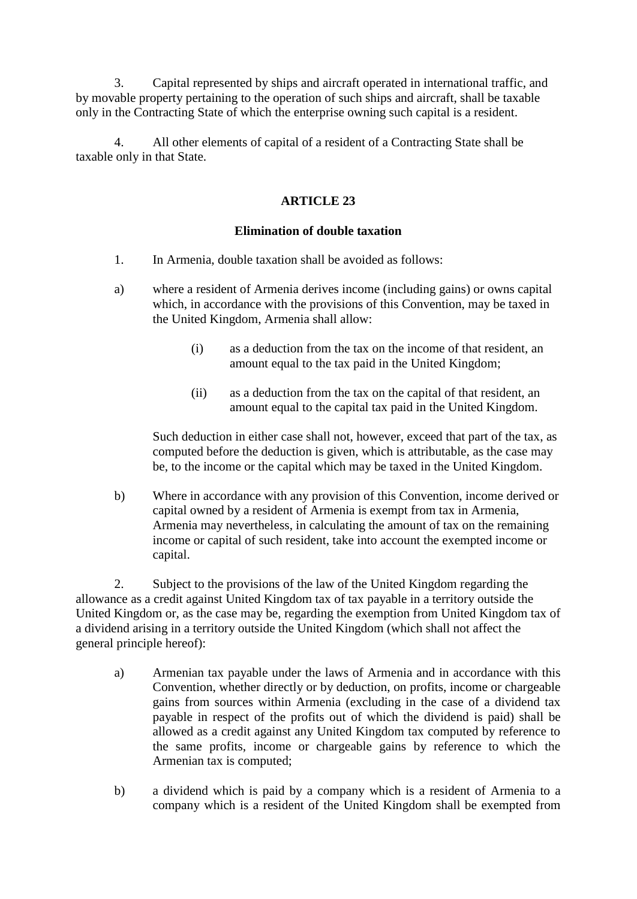3. Capital represented by ships and aircraft operated in international traffic, and by movable property pertaining to the operation of such ships and aircraft, shall be taxable only in the Contracting State of which the enterprise owning such capital is a resident.

4. All other elements of capital of a resident of a Contracting State shall be taxable only in that State.

## ARTICLE 23

### Elimination of double taxation

1. In Armenia, double taxation shall be avoided as follows:

a) where a resident of Armenia derives income (including gains) or owns capital which, in accordance with the provisions of this Convention, may be taxed in the United Kingdom, Armenia shall allow:

   (i) as a deduction from the tax on the income of that resident, an amount equal to the tax paid in the United Kingdom;

   (ii) as a deduction from the tax on the capital of that resident, an amount equal to the capital tax paid in the United Kingdom.

   Such deduction in either case shall not, however, exceed that part of the tax, as computed before the deduction is given, which is attributable, as the case may be, to the income or the capital which may be taxed in the United Kingdom.

b) Where in accordance with any provision of this Convention, income derived or capital owned by a resident of Armenia is exempt from tax in Armenia, Armenia may nevertheless, in calculating the amount of tax on the remaining income or capital of such resident, take into account the exempted income or capital.

2. Subject to the provisions of the law of the United Kingdom regarding the allowance as a credit against United Kingdom tax of tax payable in a territory outside the United Kingdom or, as the case may be, regarding the exemption from United Kingdom tax of a dividend arising in a territory outside the United Kingdom (which shall not affect the general principle hereof):

a) Armenian tax payable under the laws of Armenia and in accordance with this Convention, whether directly or by deduction, on profits, income or chargeable gains from sources within Armenia (excluding in the case of a dividend tax payable in respect of the profits out of which the dividend is paid) shall be allowed as a credit against any United Kingdom tax computed by reference to the same profits, income or chargeable gains by reference to which the Armenian tax is computed;

b) a dividend which is paid by a company which is a resident of Armenia to a company which is a resident of the United Kingdom shall be exempted from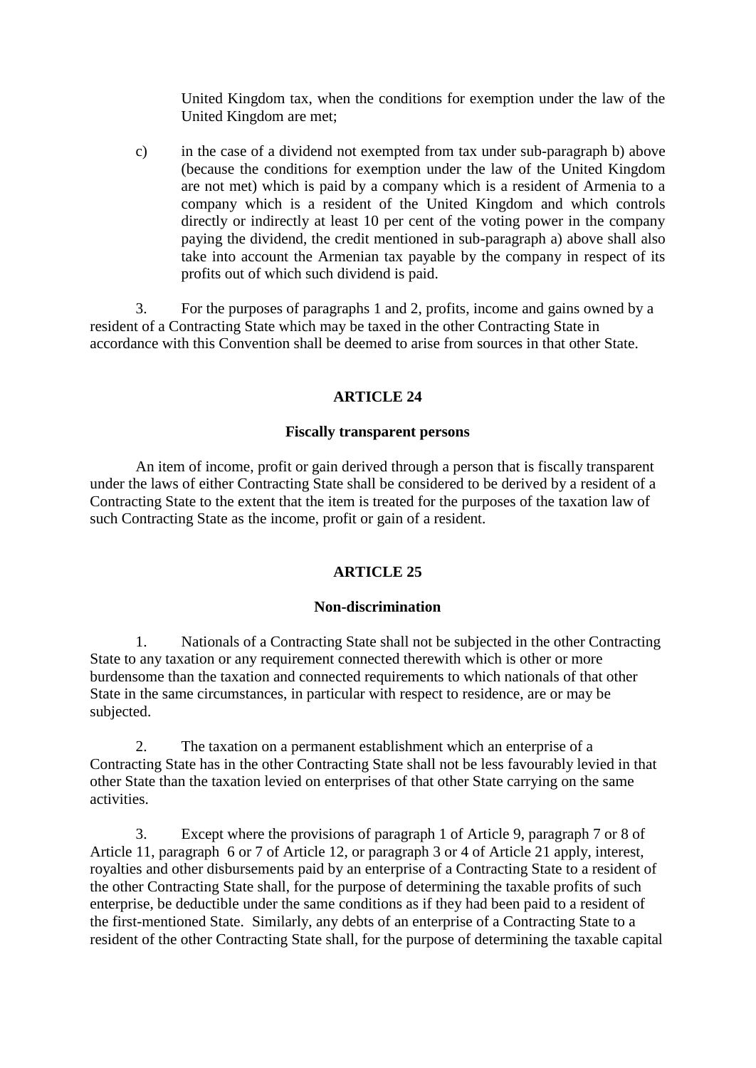United Kingdom tax, when the conditions for exemption under the law of the United Kingdom are met;

c) in the case of a dividend not exempted from tax under sub-paragraph b) above (because the conditions for exemption under the law of the United Kingdom are not met) which is paid by a company which is a resident of Armenia to a company which is a resident of the United Kingdom and which controls directly or indirectly at least 10 per cent of the voting power in the company paying the dividend, the credit mentioned in sub-paragraph a) above shall also take into account the Armenian tax payable by the company in respect of its profits out of which such dividend is paid.

3. For the purposes of paragraphs 1 and 2, profits, income and gains owned by a resident of a Contracting State which may be taxed in the other Contracting State in accordance with this Convention shall be deemed to arise from sources in that other State.

## ARTICLE 24

### Fiscally transparent persons

An item of income, profit or gain derived through a person that is fiscally transparent under the laws of either Contracting State shall be considered to be derived by a resident of a Contracting State to the extent that the item is treated for the purposes of the taxation law of such Contracting State as the income, profit or gain of a resident.

## ARTICLE 25

### Non-discrimination

1. Nationals of a Contracting State shall not be subjected in the other Contracting State to any taxation or any requirement connected therewith which is other or more burdensome than the taxation and connected requirements to which nationals of that other State in the same circumstances, in particular with respect to residence, are or may be subjected.

2. The taxation on a permanent establishment which an enterprise of a Contracting State has in the other Contracting State shall not be less favourably levied in that other State than the taxation levied on enterprises of that other State carrying on the same activities.

3. Except where the provisions of paragraph 1 of Article 9, paragraph 7 or 8 of Article 11, paragraph 6 or 7 of Article 12, or paragraph 3 or 4 of Article 21 apply, interest, royalties and other disbursements paid by an enterprise of a Contracting State to a resident of the other Contracting State shall, for the purpose of determining the taxable profits of such enterprise, be deductible under the same conditions as if they had been paid to a resident of the first-mentioned State. Similarly, any debts of an enterprise of a Contracting State to a resident of the other Contracting State shall, for the purpose of determining the taxable capital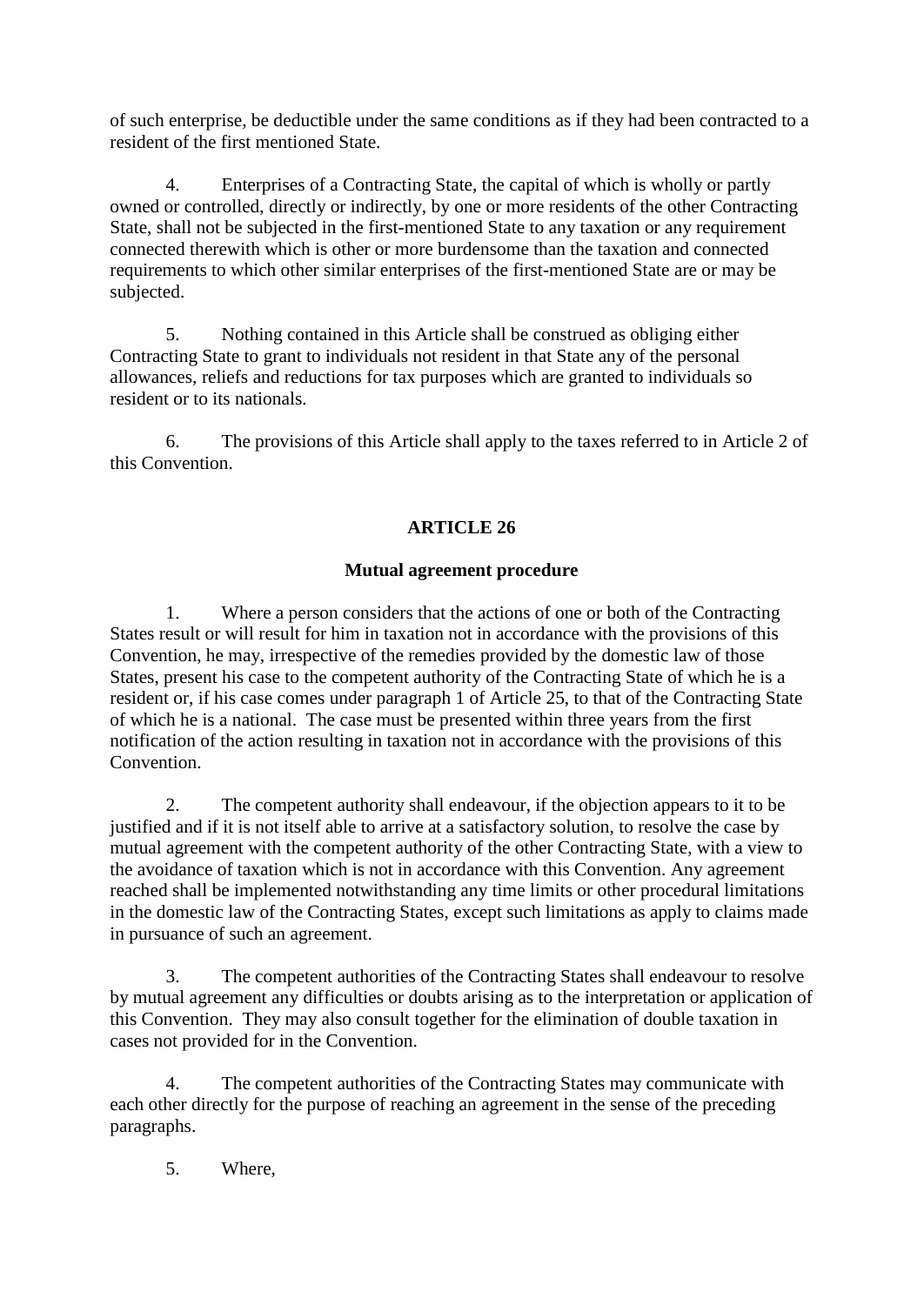of such enterprise, be deductible under the same conditions as if they had been contracted to a resident of the first mentioned State.

4. Enterprises of a Contracting State, the capital of which is wholly or partly owned or controlled, directly or indirectly, by one or more residents of the other Contracting State, shall not be subjected in the first-mentioned State to any taxation or any requirement connected therewith which is other or more burdensome than the taxation and connected requirements to which other similar enterprises of the first-mentioned State are or may be subjected.

5. Nothing contained in this Article shall be construed as obliging either Contracting State to grant to individuals not resident in that State any of the personal allowances, reliefs and reductions for tax purposes which are granted to individuals so resident or to its nationals.

6. The provisions of this Article shall apply to the taxes referred to in Article 2 of this Convention.

## ARTICLE 26

### Mutual agreement procedure

1. Where a person considers that the actions of one or both of the Contracting States result or will result for him in taxation not in accordance with the provisions of this Convention, he may, irrespective of the remedies provided by the domestic law of those States, present his case to the competent authority of the Contracting State of which he is a resident or, if his case comes under paragraph 1 of Article 25, to that of the Contracting State of which he is a national. The case must be presented within three years from the first notification of the action resulting in taxation not in accordance with the provisions of this Convention.

2. The competent authority shall endeavour, if the objection appears to it to be justified and if it is not itself able to arrive at a satisfactory solution, to resolve the case by mutual agreement with the competent authority of the other Contracting State, with a view to the avoidance of taxation which is not in accordance with this Convention. Any agreement reached shall be implemented notwithstanding any time limits or other procedural limitations in the domestic law of the Contracting States, except such limitations as apply to claims made in pursuance of such an agreement.

3. The competent authorities of the Contracting States shall endeavour to resolve by mutual agreement any difficulties or doubts arising as to the interpretation or application of this Convention. They may also consult together for the elimination of double taxation in cases not provided for in the Convention.

4. The competent authorities of the Contracting States may communicate with each other directly for the purpose of reaching an agreement in the sense of the preceding paragraphs.

5. Where,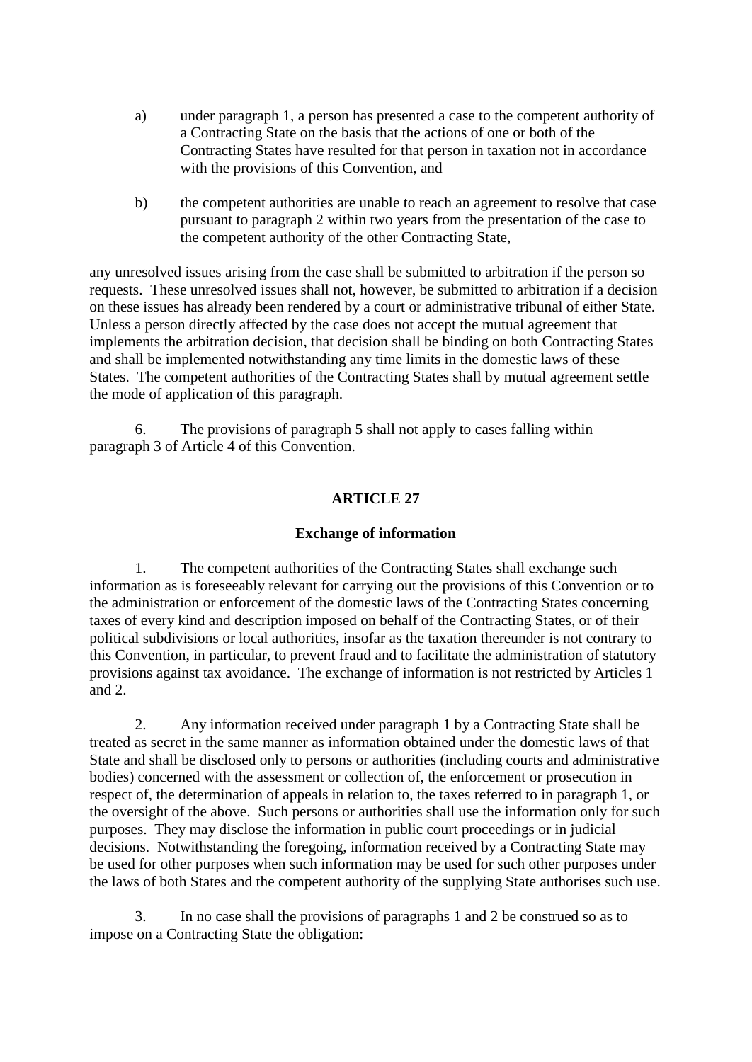a) under paragraph 1, a person has presented a case to the competent authority of a Contracting State on the basis that the actions of one or both of the Contracting States have resulted for that person in taxation not in accordance with the provisions of this Convention, and

b) the competent authorities are unable to reach an agreement to resolve that case pursuant to paragraph 2 within two years from the presentation of the case to the competent authority of the other Contracting State,

any unresolved issues arising from the case shall be submitted to arbitration if the person so requests. These unresolved issues shall not, however, be submitted to arbitration if a decision on these issues has already been rendered by a court or administrative tribunal of either State. Unless a person directly affected by the case does not accept the mutual agreement that implements the arbitration decision, that decision shall be binding on both Contracting States and shall be implemented notwithstanding any time limits in the domestic laws of these States. The competent authorities of the Contracting States shall by mutual agreement settle the mode of application of this paragraph.

6. The provisions of paragraph 5 shall not apply to cases falling within paragraph 3 of Article 4 of this Convention.

## ARTICLE 27

### Exchange of information

1. The competent authorities of the Contracting States shall exchange such information as is foreseeably relevant for carrying out the provisions of this Convention or to the administration or enforcement of the domestic laws of the Contracting States concerning taxes of every kind and description imposed on behalf of the Contracting States, or of their political subdivisions or local authorities, insofar as the taxation thereunder is not contrary to this Convention, in particular, to prevent fraud and to facilitate the administration of statutory provisions against tax avoidance. The exchange of information is not restricted by Articles 1 and 2.

2. Any information received under paragraph 1 by a Contracting State shall be treated as secret in the same manner as information obtained under the domestic laws of that State and shall be disclosed only to persons or authorities (including courts and administrative bodies) concerned with the assessment or collection of, the enforcement or prosecution in respect of, the determination of appeals in relation to, the taxes referred to in paragraph 1, or the oversight of the above. Such persons or authorities shall use the information only for such purposes. They may disclose the information in public court proceedings or in judicial decisions. Notwithstanding the foregoing, information received by a Contracting State may be used for other purposes when such information may be used for such other purposes under the laws of both States and the competent authority of the supplying State authorises such use.

3. In no case shall the provisions of paragraphs 1 and 2 be construed so as to impose on a Contracting State the obligation: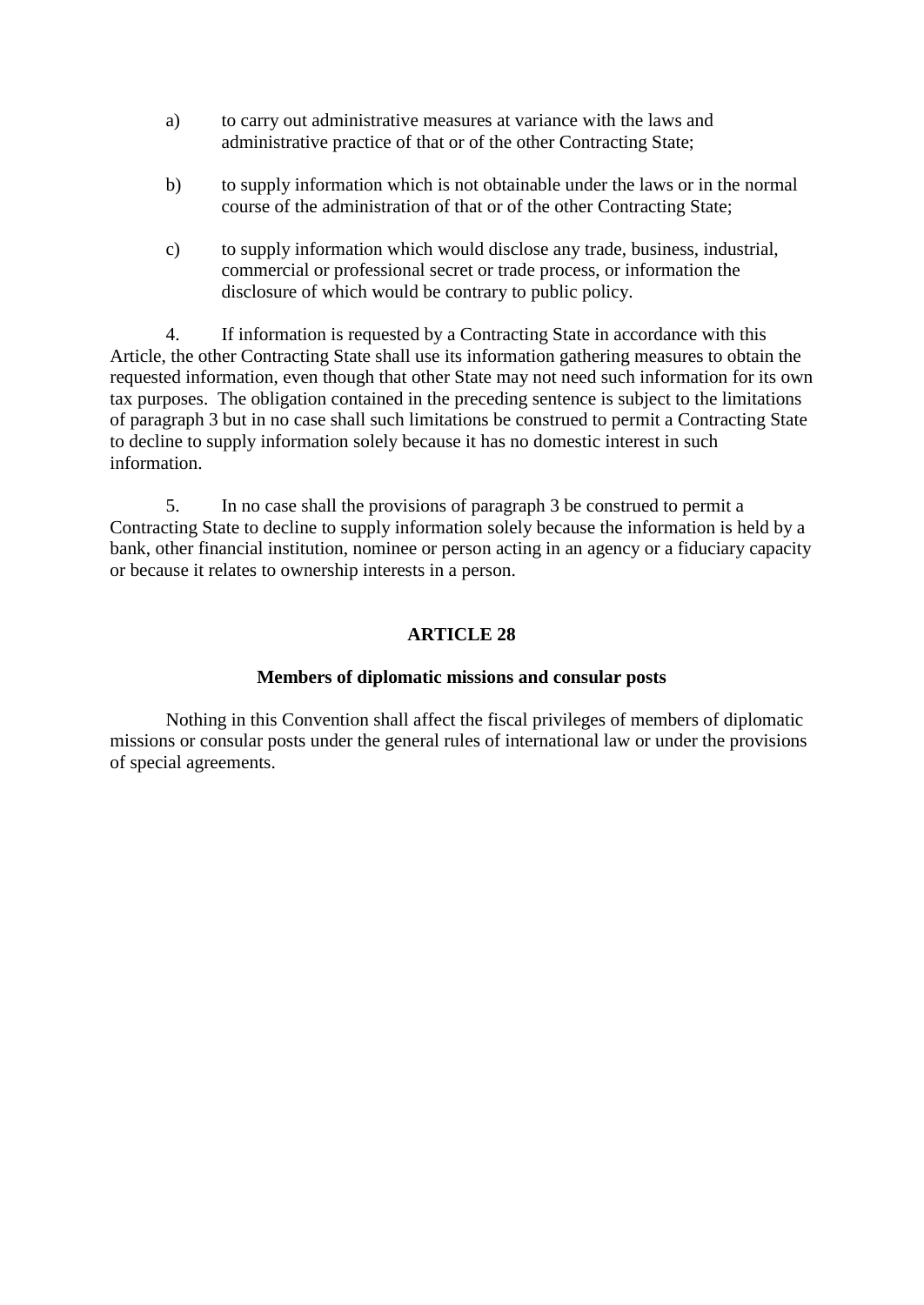a) to carry out administrative measures at variance with the laws and administrative practice of that or of the other Contracting State;

b) to supply information which is not obtainable under the laws or in the normal course of the administration of that or of the other Contracting State;

c) to supply information which would disclose any trade, business, industrial, commercial or professional secret or trade process, or information the disclosure of which would be contrary to public policy.

4. If information is requested by a Contracting State in accordance with this Article, the other Contracting State shall use its information gathering measures to obtain the requested information, even though that other State may not need such information for its own tax purposes. The obligation contained in the preceding sentence is subject to the limitations of paragraph 3 but in no case shall such limitations be construed to permit a Contracting State to decline to supply information solely because it has no domestic interest in such information.

5. In no case shall the provisions of paragraph 3 be construed to permit a Contracting State to decline to supply information solely because the information is held by a bank, other financial institution, nominee or person acting in an agency or a fiduciary capacity or because it relates to ownership interests in a person.

## ARTICLE 28

### Members of diplomatic missions and consular posts

Nothing in this Convention shall affect the fiscal privileges of members of diplomatic missions or consular posts under the general rules of international law or under the provisions of special agreements.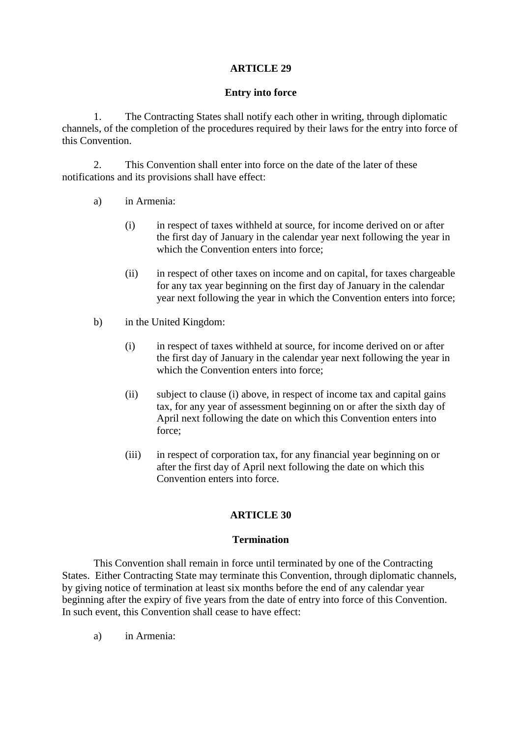## ARTICLE 29

### Entry into force

1. The Contracting States shall notify each other in writing, through diplomatic channels, of the completion of the procedures required by their laws for the entry into force of this Convention.

2. This Convention shall enter into force on the date of the later of these notifications and its provisions shall have effect:

a) in Armenia:

(i) in respect of taxes withheld at source, for income derived on or after the first day of January in the calendar year next following the year in which the Convention enters into force;

(ii) in respect of other taxes on income and on capital, for taxes chargeable for any tax year beginning on the first day of January in the calendar year next following the year in which the Convention enters into force;

b) in the United Kingdom:

(i) in respect of taxes withheld at source, for income derived on or after the first day of January in the calendar year next following the year in which the Convention enters into force;

(ii) subject to clause (i) above, in respect of income tax and capital gains tax, for any year of assessment beginning on or after the sixth day of April next following the date on which this Convention enters into force;

(iii) in respect of corporation tax, for any financial year beginning on or after the first day of April next following the date on which this Convention enters into force.

## ARTICLE 30

### Termination

This Convention shall remain in force until terminated by one of the Contracting States. Either Contracting State may terminate this Convention, through diplomatic channels, by giving notice of termination at least six months before the end of any calendar year beginning after the expiry of five years from the date of entry into force of this Convention. In such event, this Convention shall cease to have effect:

a) in Armenia: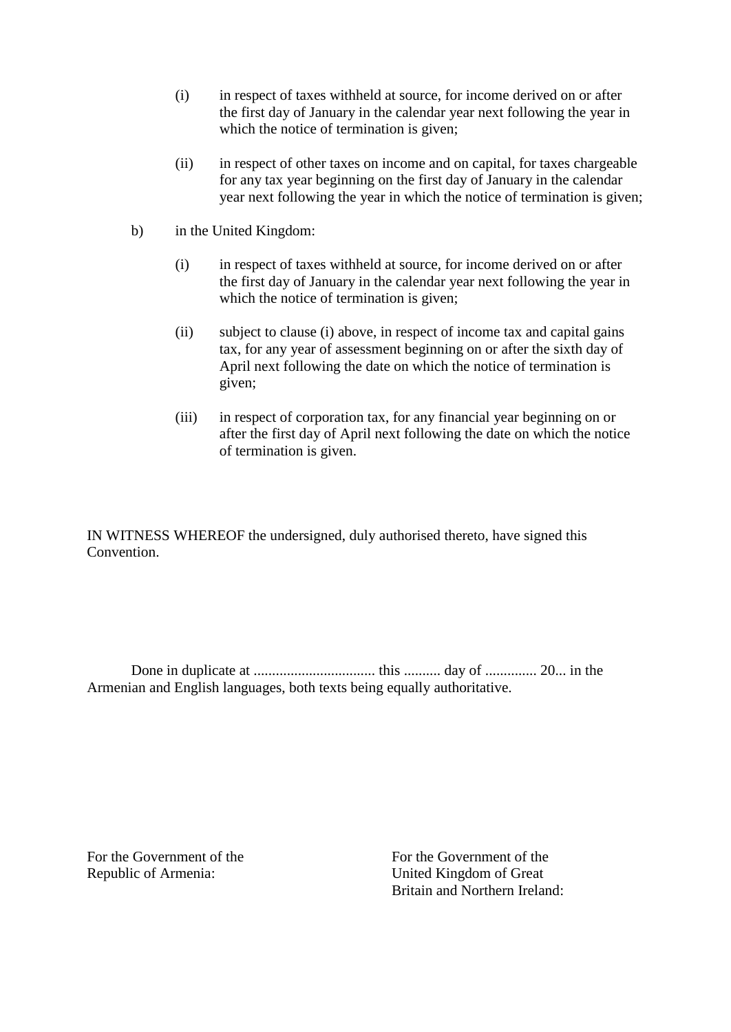(i) in respect of taxes withheld at source, for income derived on or after the first day of January in the calendar year next following the year in which the notice of termination is given;

(ii) in respect of other taxes on income and on capital, for taxes chargeable for any tax year beginning on the first day of January in the calendar year next following the year in which the notice of termination is given;

b) in the United Kingdom:

(i) in respect of taxes withheld at source, for income derived on or after the first day of January in the calendar year next following the year in which the notice of termination is given;

(ii) subject to clause (i) above, in respect of income tax and capital gains tax, for any year of assessment beginning on or after the sixth day of April next following the date on which the notice of termination is given;

(iii) in respect of corporation tax, for any financial year beginning on or after the first day of April next following the date on which the notice of termination is given.

IN WITNESS WHEREOF the undersigned, duly authorised thereto, have signed this Convention.

Done in duplicate at ................................ this .......... day of .............. 20... in the Armenian and English languages, both texts being equally authoritative.

For the Government of the Republic of Armenia:

For the Government of the United Kingdom of Great Britain and Northern Ireland: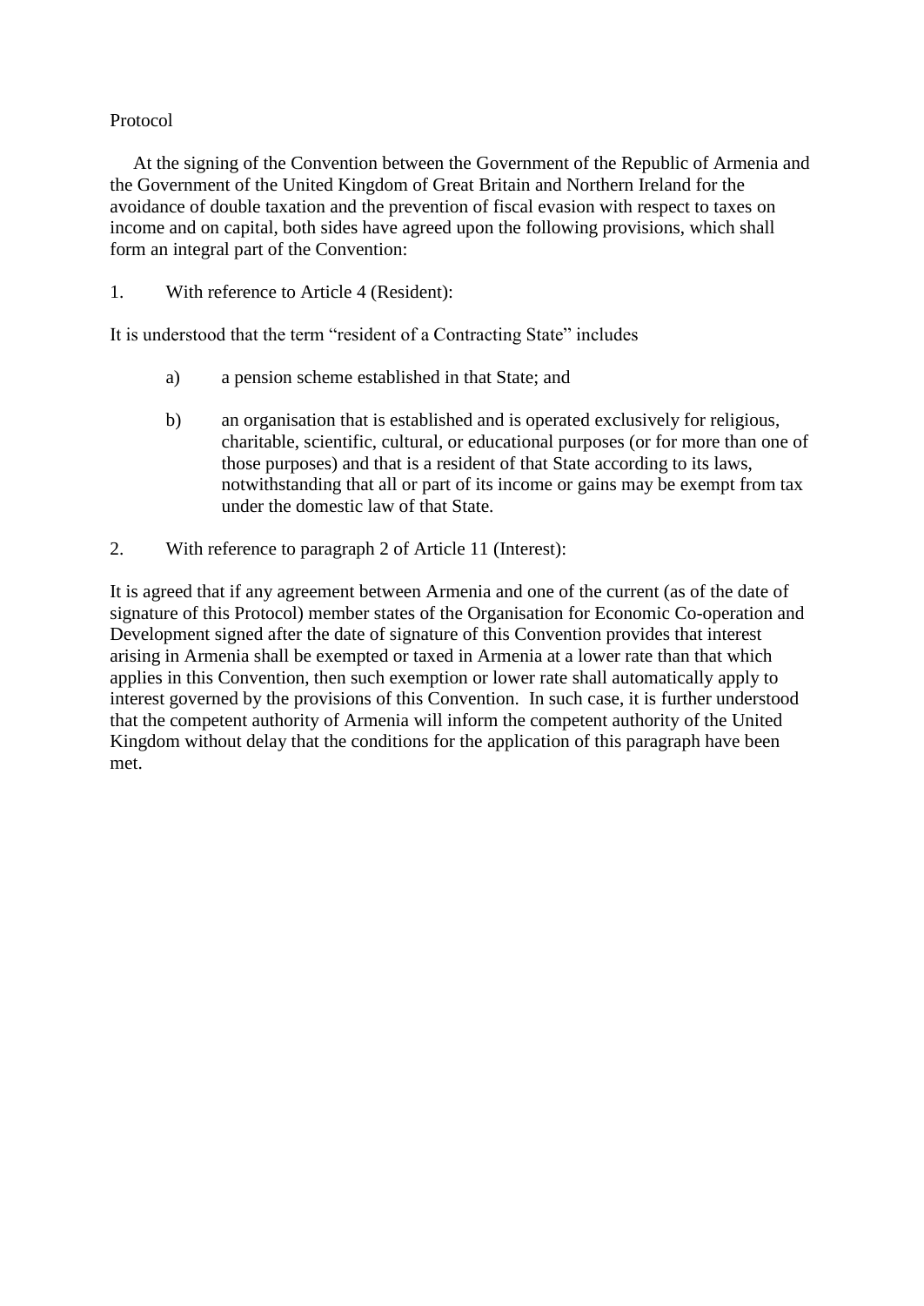Protocol

At the signing of the Convention between the Government of the Republic of Armenia and the Government of the United Kingdom of Great Britain and Northern Ireland for the avoidance of double taxation and the prevention of fiscal evasion with respect to taxes on income and on capital, both sides have agreed upon the following provisions, which shall form an integral part of the Convention:

1. With reference to Article 4 (Resident):

It is understood that the term "resident of a Contracting State" includes

a) a pension scheme established in that State; and

b) an organisation that is established and is operated exclusively for religious, charitable, scientific, cultural, or educational purposes (or for more than one of those purposes) and that is a resident of that State according to its laws, notwithstanding that all or part of its income or gains may be exempt from tax under the domestic law of that State.

2. With reference to paragraph 2 of Article 11 (Interest):

It is agreed that if any agreement between Armenia and one of the current (as of the date of signature of this Protocol) member states of the Organisation for Economic Co-operation and Development signed after the date of signature of this Convention provides that interest arising in Armenia shall be exempted or taxed in Armenia at a lower rate than that which applies in this Convention, then such exemption or lower rate shall automatically apply to interest governed by the provisions of this Convention. In such case, it is further understood that the competent authority of Armenia will inform the competent authority of the United Kingdom without delay that the conditions for the application of this paragraph have been met.